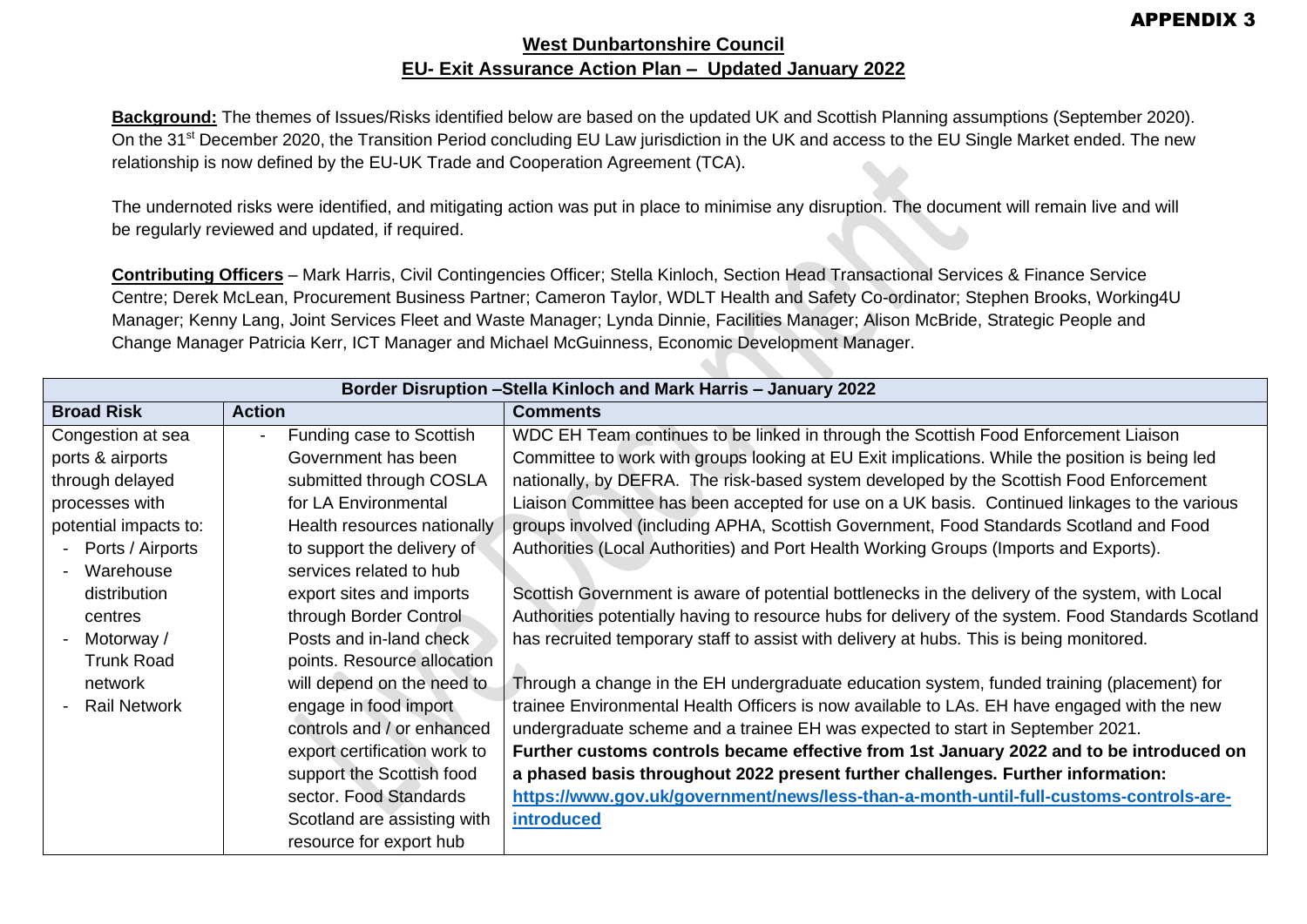APPENDIX 3

**West Dunbartonshire Council**
**EU- Exit Assurance Action Plan – Updated January 2022**

**Background:** The themes of Issues/Risks identified below are based on the updated UK and Scottish Planning assumptions (September 2020). On the 31st December 2020, the Transition Period concluding EU Law jurisdiction in the UK and access to the EU Single Market ended. The new relationship is now defined by the EU-UK Trade and Cooperation Agreement (TCA).

The undernoted risks were identified, and mitigating action was put in place to minimise any disruption. The document will remain live and will be regularly reviewed and updated, if required.

**Contributing Officers** – Mark Harris, Civil Contingencies Officer; Stella Kinloch, Section Head Transactional Services & Finance Service Centre; Derek McLean, Procurement Business Partner; Cameron Taylor, WDLT Health and Safety Co-ordinator; Stephen Brooks, Working4U Manager; Kenny Lang, Joint Services Fleet and Waste Manager; Lynda Dinnie, Facilities Manager; Alison McBride, Strategic People and Change Manager Patricia Kerr, ICT Manager and Michael McGuinness, Economic Development Manager.

| Border Disruption –Stella Kinloch and Mark Harris – January 2022 | | |
|---|---|---|
| **Broad Risk** | **Action** | **Comments** |
| Congestion at sea ports & airports through delayed processes with potential impacts to:<br>- Ports / Airports<br>- Warehouse distribution centres<br>- Motorway / Trunk Road network<br>- Rail Network | - Funding case to Scottish Government has been submitted through COSLA for LA Environmental Health resources nationally to support the delivery of services related to hub export sites and imports through Border Control Posts and in-land check points. Resource allocation will depend on the need to engage in food import controls and / or enhanced export certification work to support the Scottish food sector. Food Standards Scotland are assisting with resource for export hub | WDC EH Team continues to be linked in through the Scottish Food Enforcement Liaison Committee to work with groups looking at EU Exit implications. While the position is being led nationally, by DEFRA. The risk-based system developed by the Scottish Food Enforcement Liaison Committee has been accepted for use on a UK basis. Continued linkages to the various groups involved (including APHA, Scottish Government, Food Standards Scotland and Food Authorities (Local Authorities) and Port Health Working Groups (Imports and Exports).<br><br>Scottish Government is aware of potential bottlenecks in the delivery of the system, with Local Authorities potentially having to resource hubs for delivery of the system. Food Standards Scotland has recruited temporary staff to assist with delivery at hubs. This is being monitored.<br><br>Through a change in the EH undergraduate education system, funded training (placement) for trainee Environmental Health Officers is now available to LAs. EH have engaged with the new undergraduate scheme and a trainee EH was expected to start in September 2021.<br>**Further customs controls became effective from 1st January 2022 and to be introduced on a phased basis throughout 2022 present further challenges. Further information: https://www.gov.uk/government/news/less-than-a-month-until-full-customs-controls-are-introduced** |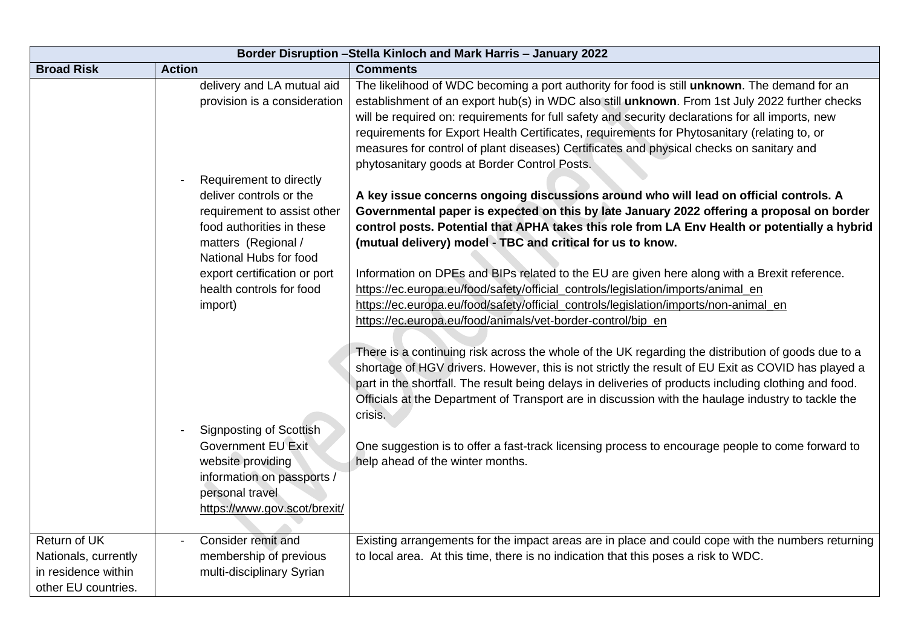| Border Disruption –Stella Kinloch and Mark Harris – January 2022 | | |
|---|---|---|
| **Broad Risk** | **Action** | **Comments** |
| | delivery and LA mutual aid provision is a consideration<br><br>- Requirement to directly deliver controls or the requirement to assist other food authorities in these matters (Regional / National Hubs for food export certification or port health controls for food import)<br><br>- Signposting of Scottish Government EU Exit website providing information on passports / personal travel https://www.gov.scot/brexit/ | The likelihood of WDC becoming a port authority for food is still **unknown**. The demand for an establishment of an export hub(s) in WDC also still **unknown**. From 1st July 2022 further checks will be required on: requirements for full safety and security declarations for all imports, new requirements for Export Health Certificates, requirements for Phytosanitary (relating to, or measures for control of plant diseases) Certificates and physical checks on sanitary and phytosanitary goods at Border Control Posts.<br><br>**A key issue concerns ongoing discussions around who will lead on official controls. A Governmental paper is expected on this by late January 2022 offering a proposal on border control posts. Potential that APHA takes this role from LA Env Health or potentially a hybrid (mutual delivery) model - TBC and critical for us to know.**<br><br>Information on DPEs and BIPs related to the EU are given here along with a Brexit reference.<br>https://ec.europa.eu/food/safety/official_controls/legislation/imports/animal_en<br>https://ec.europa.eu/food/safety/official_controls/legislation/imports/non-animal_en<br>https://ec.europa.eu/food/animals/vet-border-control/bip_en<br><br>There is a continuing risk across the whole of the UK regarding the distribution of goods due to a shortage of HGV drivers. However, this is not strictly the result of EU Exit as COVID has played a part in the shortfall. The result being delays in deliveries of products including clothing and food. Officials at the Department of Transport are in discussion with the haulage industry to tackle the crisis.<br><br>One suggestion is to offer a fast-track licensing process to encourage people to come forward to help ahead of the winter months. |
| Return of UK Nationals, currently in residence within other EU countries. | - Consider remit and membership of previous multi-disciplinary Syrian | Existing arrangements for the impact areas are in place and could cope with the numbers returning to local area. At this time, there is no indication that this poses a risk to WDC. |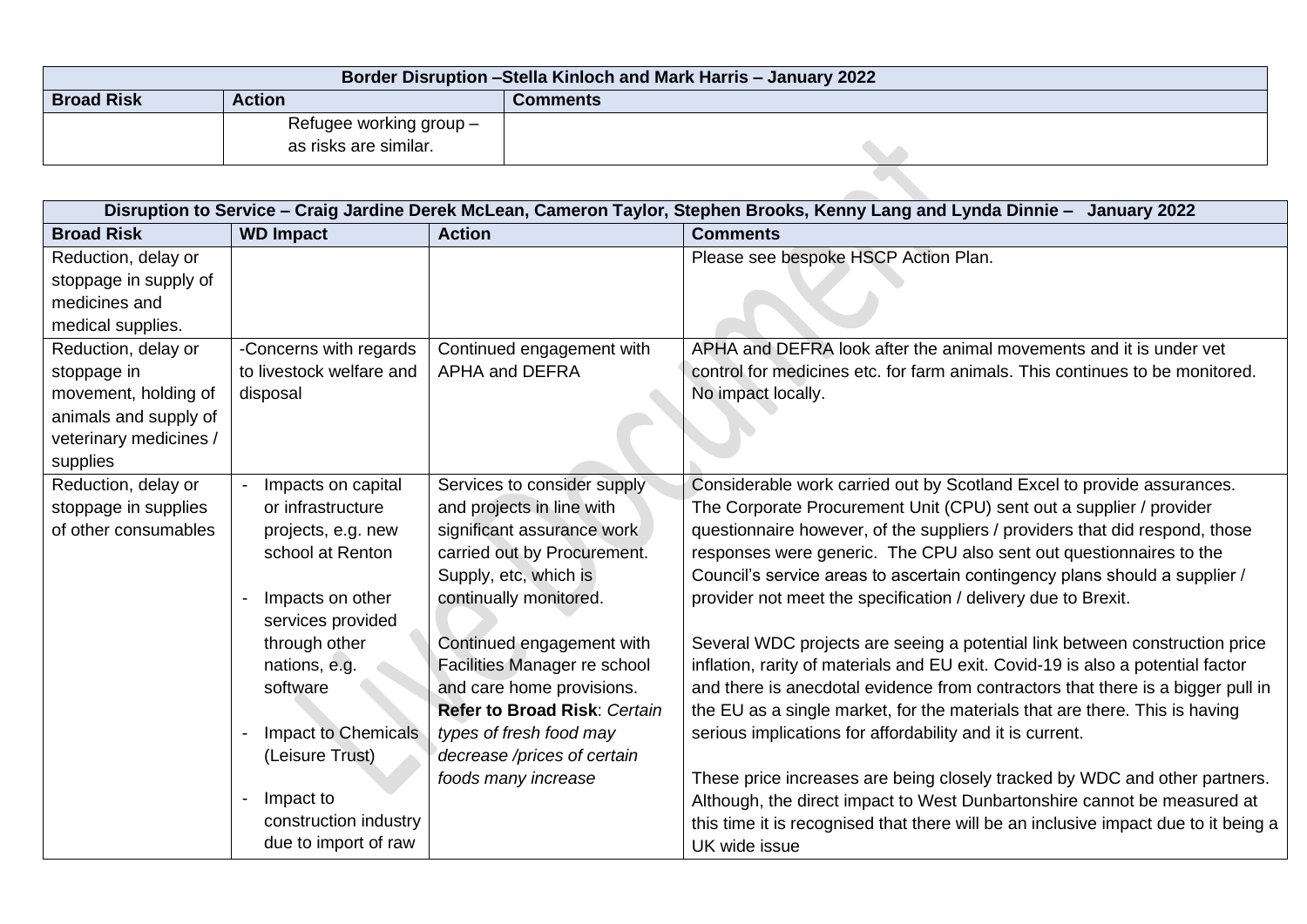| Border Disruption –Stella Kinloch and Mark Harris – January 2022 | | |
|---|---|---|
| **Broad Risk** | **Action** | **Comments** |
| | Refugee working group – as risks are similar. | |

| Disruption to Service – Craig Jardine Derek McLean, Cameron Taylor, Stephen Brooks, Kenny Lang and Lynda Dinnie – January 2022 | | | |
|---|---|---|---|
| **Broad Risk** | **WD Impact** | **Action** | **Comments** |
| Reduction, delay or stoppage in supply of medicines and medical supplies. | | | Please see bespoke HSCP Action Plan. |
| Reduction, delay or stoppage in movement, holding of animals and supply of veterinary medicines / supplies | -Concerns with regards to livestock welfare and disposal | Continued engagement with APHA and DEFRA | APHA and DEFRA look after the animal movements and it is under vet control for medicines etc. for farm animals. This continues to be monitored. No impact locally. |
| Reduction, delay or stoppage in supplies of other consumables | - Impacts on capital or infrastructure projects, e.g. new school at Renton<br><br>- Impacts on other services provided through other nations, e.g. software<br><br>- Impact to Chemicals (Leisure Trust)<br><br>- Impact to construction industry due to import of raw | Services to consider supply and projects in line with significant assurance work carried out by Procurement. Supply, etc, which is continually monitored.<br><br>Continued engagement with Facilities Manager re school and care home provisions. **Refer to Broad Risk**: *Certain types of fresh food may decrease /prices of certain foods many increase* | Considerable work carried out by Scotland Excel to provide assurances. The Corporate Procurement Unit (CPU) sent out a supplier / provider questionnaire however, of the suppliers / providers that did respond, those responses were generic. The CPU also sent out questionnaires to the Council's service areas to ascertain contingency plans should a supplier / provider not meet the specification / delivery due to Brexit.<br><br>Several WDC projects are seeing a potential link between construction price inflation, rarity of materials and EU exit. Covid-19 is also a potential factor and there is anecdotal evidence from contractors that there is a bigger pull in the EU as a single market, for the materials that are there. This is having serious implications for affordability and it is current.<br><br>These price increases are being closely tracked by WDC and other partners. Although, the direct impact to West Dunbartonshire cannot be measured at this time it is recognised that there will be an inclusive impact due to it being a UK wide issue |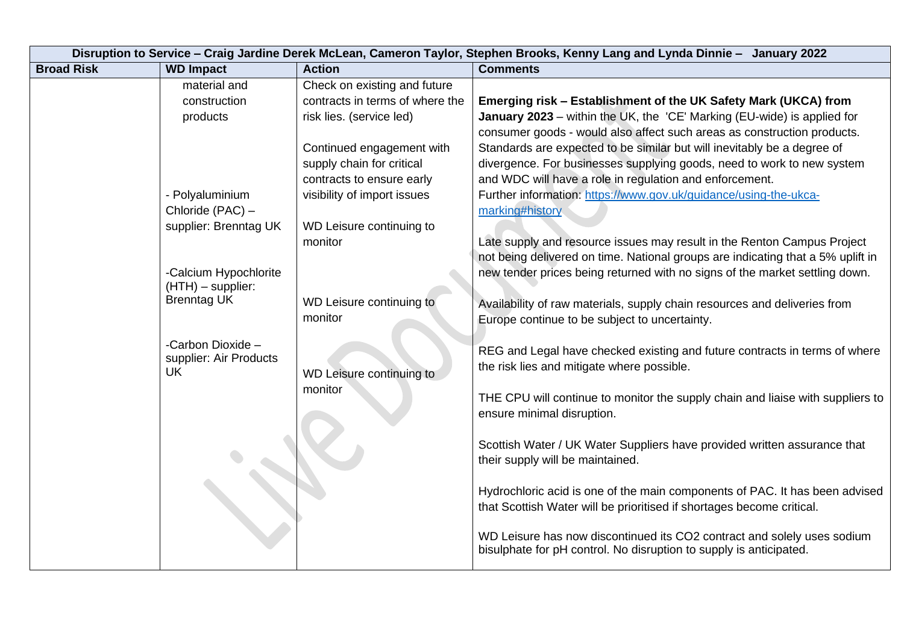| Disruption to Service – Craig Jardine Derek McLean, Cameron Taylor, Stephen Brooks, Kenny Lang and Lynda Dinnie – January 2022 | | | |
|---|---|---|---|
| **Broad Risk** | **WD Impact** | **Action** | **Comments** |
| | material and construction products<br><br>- Polyaluminium Chloride (PAC) – supplier: Brenntag UK<br><br>-Calcium Hypochlorite (HTH) – supplier: Brenntag UK<br><br>-Carbon Dioxide – supplier: Air Products UK | Check on existing and future contracts in terms of where the risk lies. (service led)<br><br>Continued engagement with supply chain for critical contracts to ensure early visibility of import issues<br><br>WD Leisure continuing to monitor<br><br>WD Leisure continuing to monitor<br><br>WD Leisure continuing to monitor | **Emerging risk – Establishment of the UK Safety Mark (UKCA) from January 2023** – within the UK, the 'CE' Marking (EU-wide) is applied for consumer goods - would also affect such areas as construction products. Standards are expected to be similar but will inevitably be a degree of divergence. For businesses supplying goods, need to work to new system and WDC will have a role in regulation and enforcement. Further information: [https://www.gov.uk/guidance/using-the-ukca-marking#history](https://www.gov.uk/guidance/using-the-ukca-marking#history)<br><br>Late supply and resource issues may result in the Renton Campus Project not being delivered on time. National groups are indicating that a 5% uplift in new tender prices being returned with no signs of the market settling down.<br><br>Availability of raw materials, supply chain resources and deliveries from Europe continue to be subject to uncertainty.<br><br>REG and Legal have checked existing and future contracts in terms of where the risk lies and mitigate where possible.<br><br>THE CPU will continue to monitor the supply chain and liaise with suppliers to ensure minimal disruption.<br><br>Scottish Water / UK Water Suppliers have provided written assurance that their supply will be maintained.<br><br>Hydrochloric acid is one of the main components of PAC. It has been advised that Scottish Water will be prioritised if shortages become critical.<br><br>WD Leisure has now discontinued its CO2 contract and solely uses sodium bisulphate for pH control. No disruption to supply is anticipated. |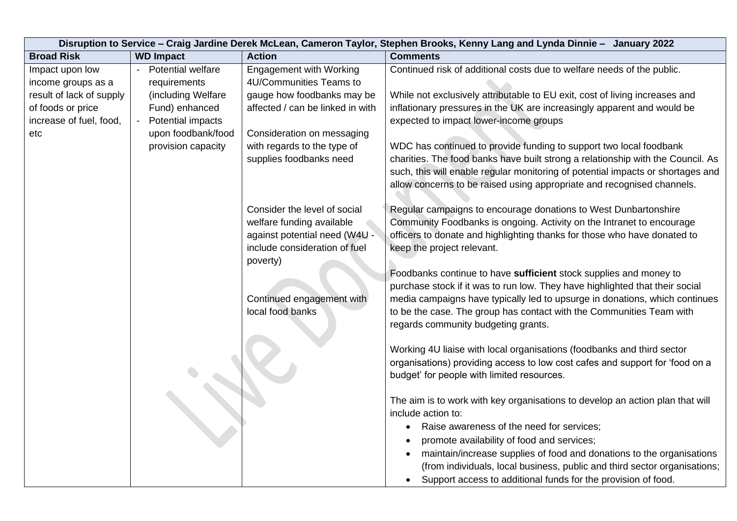| Disruption to Service – Craig Jardine Derek McLean, Cameron Taylor, Stephen Brooks, Kenny Lang and Lynda Dinnie – January 2022 | | | |
|---|---|---|---|
| **Broad Risk** | **WD Impact** | **Action** | **Comments** |
| Impact upon low income groups as a result of lack of supply of foods or price increase of fuel, food, etc | - Potential welfare requirements (including Welfare Fund) enhanced<br>- Potential impacts upon foodbank/food provision capacity | Engagement with Working 4U/Communities Teams to gauge how foodbanks may be affected / can be linked in with<br><br>Consideration on messaging with regards to the type of supplies foodbanks need<br><br>Consider the level of social welfare funding available against potential need (W4U - include consideration of fuel poverty)<br><br>Continued engagement with local food banks | Continued risk of additional costs due to welfare needs of the public.<br><br>While not exclusively attributable to EU exit, cost of living increases and inflationary pressures in the UK are increasingly apparent and would be expected to impact lower-income groups<br><br>WDC has continued to provide funding to support two local foodbank charities. The food banks have built strong a relationship with the Council. As such, this will enable regular monitoring of potential impacts or shortages and allow concerns to be raised using appropriate and recognised channels.<br><br>Regular campaigns to encourage donations to West Dunbartonshire Community Foodbanks is ongoing. Activity on the Intranet to encourage officers to donate and highlighting thanks for those who have donated to keep the project relevant.<br><br>Foodbanks continue to have **sufficient** stock supplies and money to purchase stock if it was to run low. They have highlighted that their social media campaigns have typically led to upsurge in donations, which continues to be the case. The group has contact with the Communities Team with regards community budgeting grants.<br><br>Working 4U liaise with local organisations (foodbanks and third sector organisations) providing access to low cost cafes and support for 'food on a budget' for people with limited resources.<br><br>The aim is to work with key organisations to develop an action plan that will include action to:<br>• Raise awareness of the need for services;<br>• promote availability of food and services;<br>• maintain/increase supplies of food and donations to the organisations (from individuals, local business, public and third sector organisations;<br>• Support access to additional funds for the provision of food. |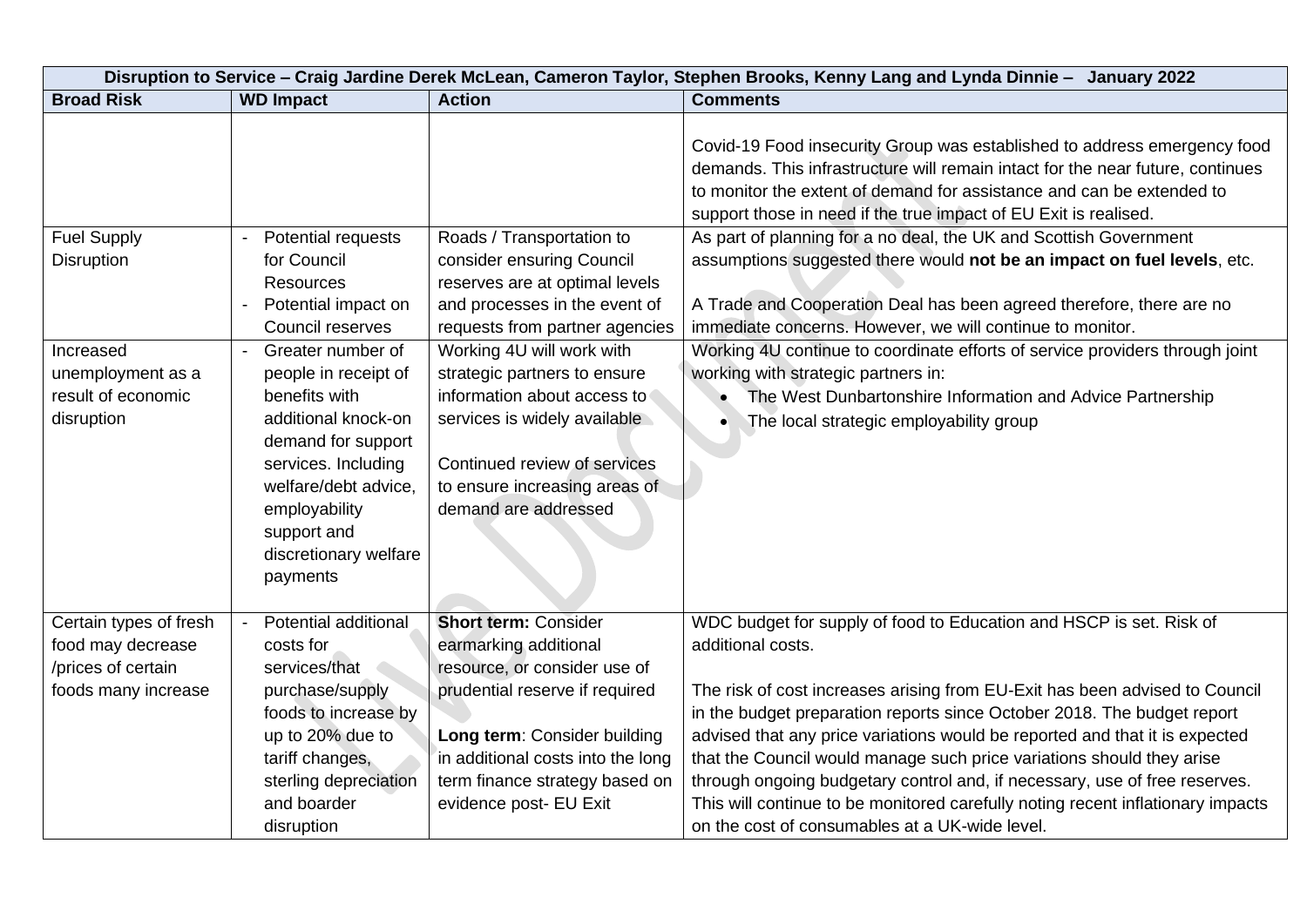| Disruption to Service – Craig Jardine Derek McLean, Cameron Taylor, Stephen Brooks, Kenny Lang and Lynda Dinnie – January 2022 | | | |
|---|---|---|---|
| **Broad Risk** | **WD Impact** | **Action** | **Comments** |
| | | | Covid-19 Food insecurity Group was established to address emergency food demands. This infrastructure will remain intact for the near future, continues to monitor the extent of demand for assistance and can be extended to support those in need if the true impact of EU Exit is realised. |
| Fuel Supply Disruption | - Potential requests for Council Resources<br>- Potential impact on Council reserves | Roads / Transportation to consider ensuring Council reserves are at optimal levels and processes in the event of requests from partner agencies | As part of planning for a no deal, the UK and Scottish Government assumptions suggested there would **not be an impact on fuel levels**, etc.<br><br>A Trade and Cooperation Deal has been agreed therefore, there are no immediate concerns. However, we will continue to monitor. |
| Increased unemployment as a result of economic disruption | - Greater number of people in receipt of benefits with additional knock-on demand for support services. Including welfare/debt advice, employability support and discretionary welfare payments | Working 4U will work with strategic partners to ensure information about access to services is widely available<br><br>Continued review of services to ensure increasing areas of demand are addressed | Working 4U continue to coordinate efforts of service providers through joint working with strategic partners in:<br>• The West Dunbartonshire Information and Advice Partnership<br>• The local strategic employability group |
| Certain types of fresh food may decrease /prices of certain foods many increase | - Potential additional costs for services/that purchase/supply foods to increase by up to 20% due to tariff changes, sterling depreciation and boarder disruption | **Short term:** Consider earmarking additional resource, or consider use of prudential reserve if required<br><br>**Long term**: Consider building in additional costs into the long term finance strategy based on evidence post- EU Exit | WDC budget for supply of food to Education and HSCP is set. Risk of additional costs.<br><br>The risk of cost increases arising from EU-Exit has been advised to Council in the budget preparation reports since October 2018. The budget report advised that any price variations would be reported and that it is expected that the Council would manage such price variations should they arise through ongoing budgetary control and, if necessary, use of free reserves. This will continue to be monitored carefully noting recent inflationary impacts on the cost of consumables at a UK-wide level. |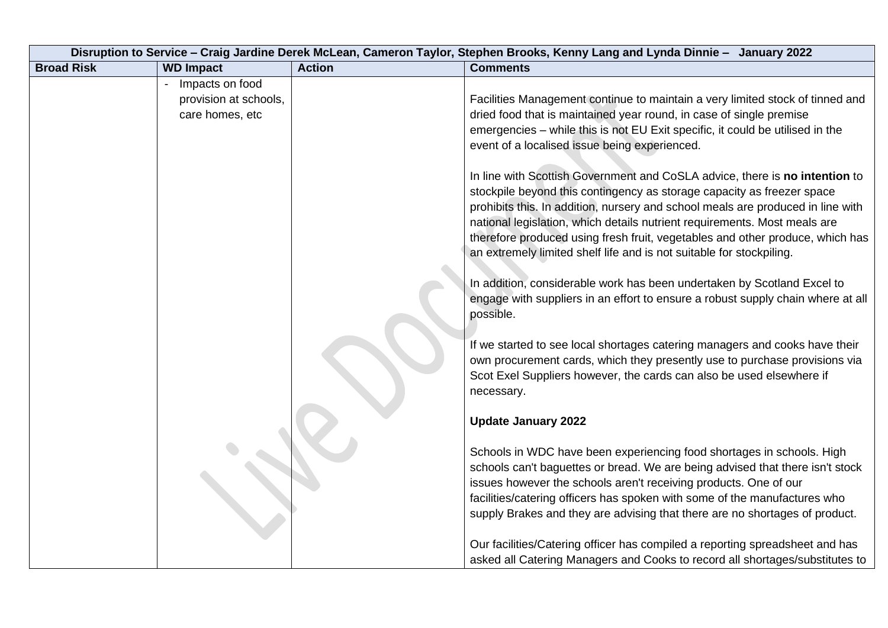| Disruption to Service – Craig Jardine Derek McLean, Cameron Taylor, Stephen Brooks, Kenny Lang and Lynda Dinnie – January 2022 | | | |
|---|---|---|---|
| **Broad Risk** | **WD Impact** | **Action** | **Comments** |
| | - Impacts on food provision at schools, care homes, etc | | Facilities Management continue to maintain a very limited stock of tinned and dried food that is maintained year round, in case of single premise emergencies – while this is not EU Exit specific, it could be utilised in the event of a localised issue being experienced.<br><br>In line with Scottish Government and CoSLA advice, there is **no intention** to stockpile beyond this contingency as storage capacity as freezer space prohibits this. In addition, nursery and school meals are produced in line with national legislation, which details nutrient requirements. Most meals are therefore produced using fresh fruit, vegetables and other produce, which has an extremely limited shelf life and is not suitable for stockpiling.<br><br>In addition, considerable work has been undertaken by Scotland Excel to engage with suppliers in an effort to ensure a robust supply chain where at all possible.<br><br>If we started to see local shortages catering managers and cooks have their own procurement cards, which they presently use to purchase provisions via Scot Exel Suppliers however, the cards can also be used elsewhere if necessary.<br><br>**Update January 2022**<br><br>Schools in WDC have been experiencing food shortages in schools. High schools can't baguettes or bread. We are being advised that there isn't stock issues however the schools aren't receiving products. One of our facilities/catering officers has spoken with some of the manufactures who supply Brakes and they are advising that there are no shortages of product.<br><br>Our facilities/Catering officer has compiled a reporting spreadsheet and has asked all Catering Managers and Cooks to record all shortages/substitutes to |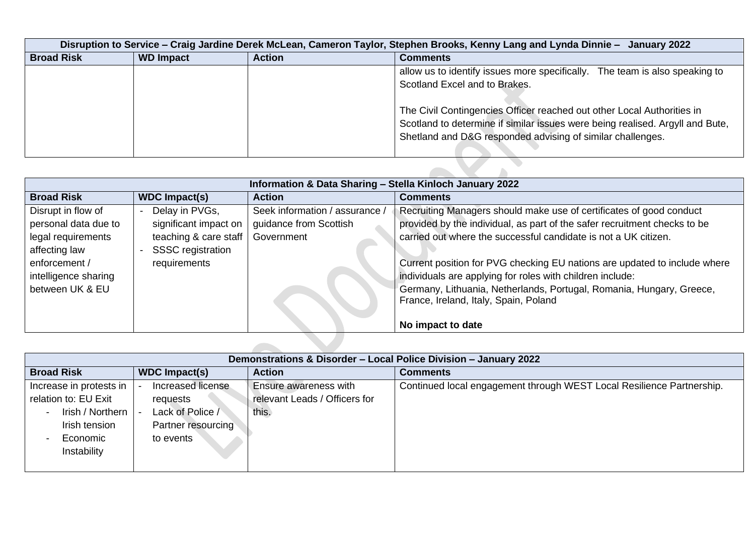| Disruption to Service – Craig Jardine Derek McLean, Cameron Taylor, Stephen Brooks, Kenny Lang and Lynda Dinnie – January 2022 | | | |
|---|---|---|---|
| **Broad Risk** | **WD Impact** | **Action** | **Comments** |
| | | | allow us to identify issues more specifically. The team is also speaking to Scotland Excel and to Brakes.<br><br>The Civil Contingencies Officer reached out other Local Authorities in Scotland to determine if similar issues were being realised. Argyll and Bute, Shetland and D&G responded advising of similar challenges. |

| Information & Data Sharing – Stella Kinloch January 2022 | | | |
|---|---|---|---|
| **Broad Risk** | **WDC Impact(s)** | **Action** | **Comments** |
| Disrupt in flow of personal data due to legal requirements affecting law enforcement / intelligence sharing between UK & EU | - Delay in PVGs, significant impact on teaching & care staff<br>- SSSC registration requirements | Seek information / assurance / guidance from Scottish Government | Recruiting Managers should make use of certificates of good conduct provided by the individual, as part of the safer recruitment checks to be carried out where the successful candidate is not a UK citizen.<br><br>Current position for PVG checking EU nations are updated to include where individuals are applying for roles with children include:<br>Germany, Lithuania, Netherlands, Portugal, Romania, Hungary, Greece, France, Ireland, Italy, Spain, Poland<br><br>**No impact to date** |

| Demonstrations & Disorder – Local Police Division – January 2022 | | | |
|---|---|---|---|
| **Broad Risk** | **WDC Impact(s)** | **Action** | **Comments** |
| Increase in protests in relation to: EU Exit<br>- Irish / Northern Irish tension<br>- Economic Instability | - Increased license requests<br>- Lack of Police / Partner resourcing to events | Ensure awareness with relevant Leads / Officers for this. | Continued local engagement through WEST Local Resilience Partnership. |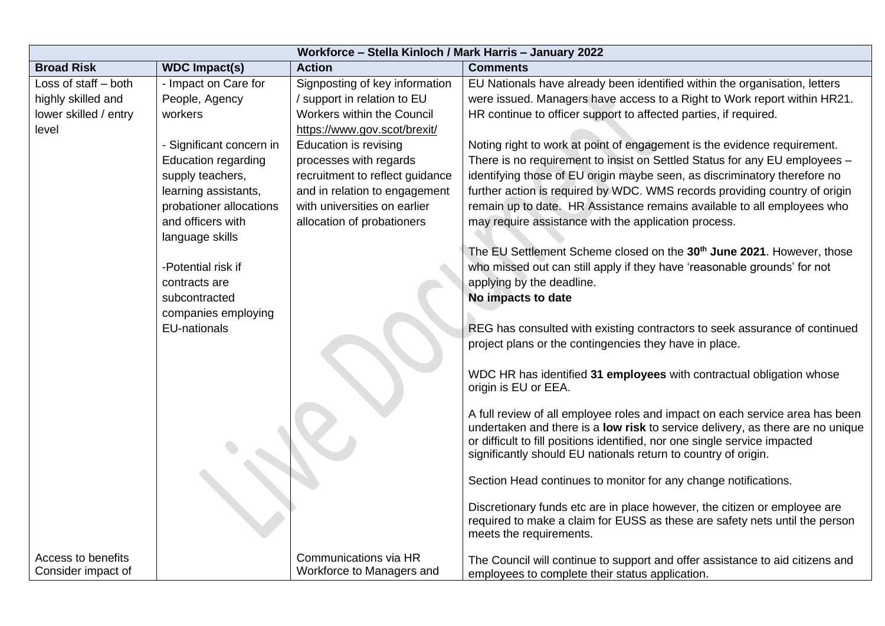| Workforce – Stella Kinloch / Mark Harris – January 2022 | | | |
|---|---|---|---|
| **Broad Risk** | **WDC Impact(s)** | **Action** | **Comments** |
| Loss of staff – both highly skilled and lower skilled / entry level | - Impact on Care for People, Agency workers<br><br>- Significant concern in Education regarding supply teachers, learning assistants, probationer allocations and officers with language skills<br><br>-Potential risk if contracts are subcontracted companies employing EU-nationals | Signposting of key information / support in relation to EU Workers within the Council https://www.gov.scot/brexit/<br>Education is revising processes with regards recruitment to reflect guidance and in relation to engagement with universities on earlier allocation of probationers | EU Nationals have already been identified within the organisation, letters were issued. Managers have access to a Right to Work report within HR21. HR continue to officer support to affected parties, if required.<br><br>Noting right to work at point of engagement is the evidence requirement. There is no requirement to insist on Settled Status for any EU employees – identifying those of EU origin maybe seen, as discriminatory therefore no further action is required by WDC. WMS records providing country of origin remain up to date. HR Assistance remains available to all employees who may require assistance with the application process.<br><br>The EU Settlement Scheme closed on the **30th June 2021**. However, those who missed out can still apply if they have 'reasonable grounds' for not applying by the deadline.<br>**No impacts to date**<br><br>REG has consulted with existing contractors to seek assurance of continued project plans or the contingencies they have in place.<br><br>WDC HR has identified **31 employees** with contractual obligation whose origin is EU or EEA.<br><br>A full review of all employee roles and impact on each service area has been undertaken and there is a **low risk** to service delivery, as there are no unique or difficult to fill positions identified, nor one single service impacted significantly should EU nationals return to country of origin.<br><br>Section Head continues to monitor for any change notifications.<br><br>Discretionary funds etc are in place however, the citizen or employee are required to make a claim for EUSS as these are safety nets until the person meets the requirements. |
| Access to benefits Consider impact of | | Communications via HR Workforce to Managers and | The Council will continue to support and offer assistance to aid citizens and employees to complete their status application. |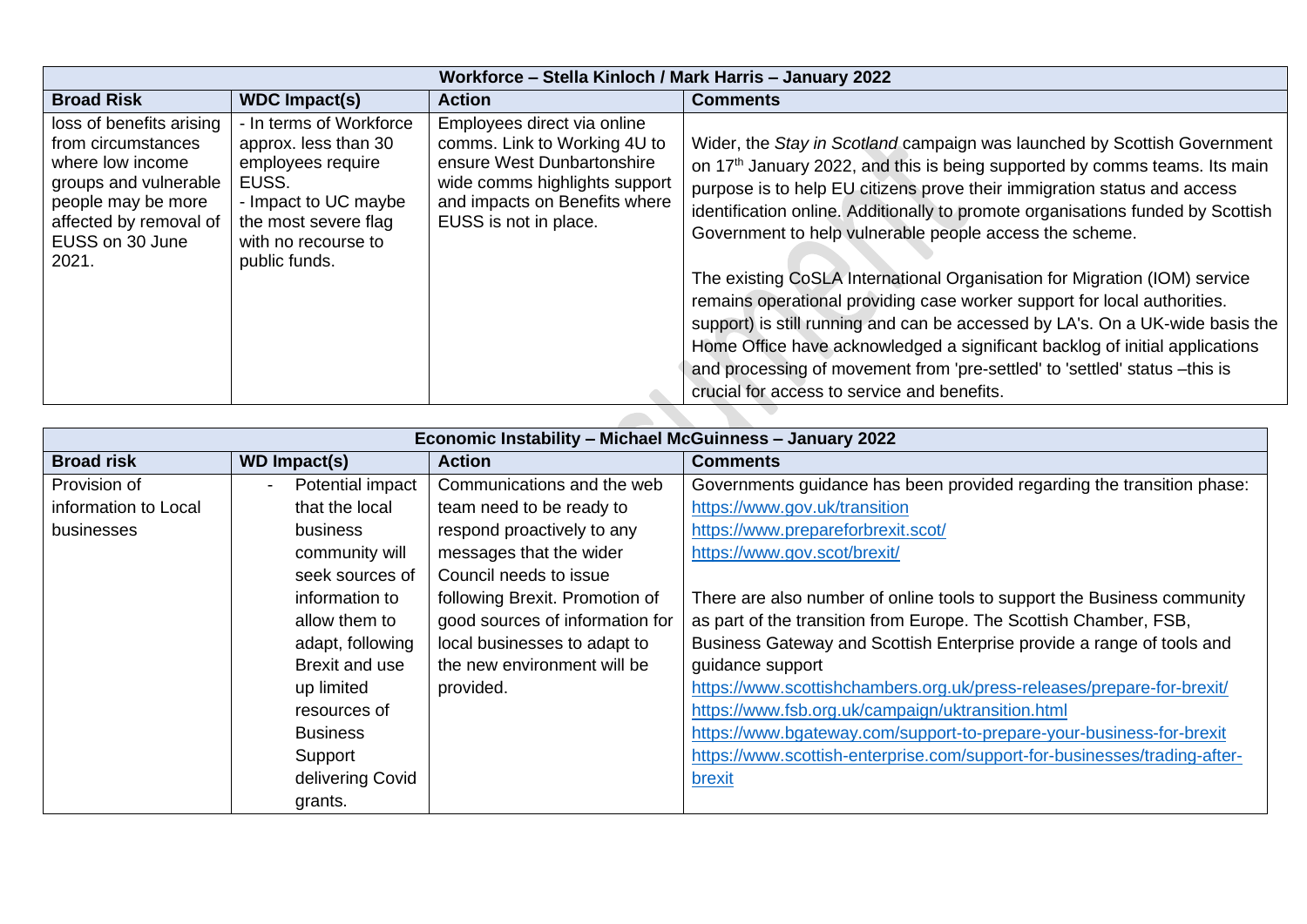| Workforce – Stella Kinloch / Mark Harris – January 2022 | | | |
|---|---|---|---|
| **Broad Risk** | **WDC Impact(s)** | **Action** | **Comments** |
| loss of benefits arising from circumstances where low income groups and vulnerable people may be more affected by removal of EUSS on 30 June 2021. | - In terms of Workforce approx. less than 30 employees require EUSS.<br>- Impact to UC maybe the most severe flag with no recourse to public funds. | Employees direct via online comms. Link to Working 4U to ensure West Dunbartonshire wide comms highlights support and impacts on Benefits where EUSS is not in place. | Wider, the *Stay in Scotland* campaign was launched by Scottish Government on 17th January 2022, and this is being supported by comms teams. Its main purpose is to help EU citizens prove their immigration status and access identification online. Additionally to promote organisations funded by Scottish Government to help vulnerable people access the scheme.<br><br>The existing CoSLA International Organisation for Migration (IOM) service remains operational providing case worker support for local authorities. support) is still running and can be accessed by LA's. On a UK-wide basis the Home Office have acknowledged a significant backlog of initial applications and processing of movement from 'pre-settled' to 'settled' status –this is crucial for access to service and benefits. |

| Economic Instability – Michael McGuinness – January 2022 | | | |
|---|---|---|---|
| **Broad risk** | **WD Impact(s)** | **Action** | **Comments** |
| Provision of information to Local businesses | - Potential impact that the local business community will seek sources of information to allow them to adapt, following Brexit and use up limited resources of Business Support delivering Covid grants. | Communications and the web team need to be ready to respond proactively to any messages that the wider Council needs to issue following Brexit. Promotion of good sources of information for local businesses to adapt to the new environment will be provided. | Governments guidance has been provided regarding the transition phase:<br>https://www.gov.uk/transition<br>https://www.prepareforbrexit.scot/<br>https://www.gov.scot/brexit/<br><br>There are also number of online tools to support the Business community as part of the transition from Europe. The Scottish Chamber, FSB, Business Gateway and Scottish Enterprise provide a range of tools and guidance support<br>https://www.scottishchambers.org.uk/press-releases/prepare-for-brexit/<br>https://www.fsb.org.uk/campaign/uktransition.html<br>https://www.bgateway.com/support-to-prepare-your-business-for-brexit<br>https://www.scottish-enterprise.com/support-for-businesses/trading-after-brexit |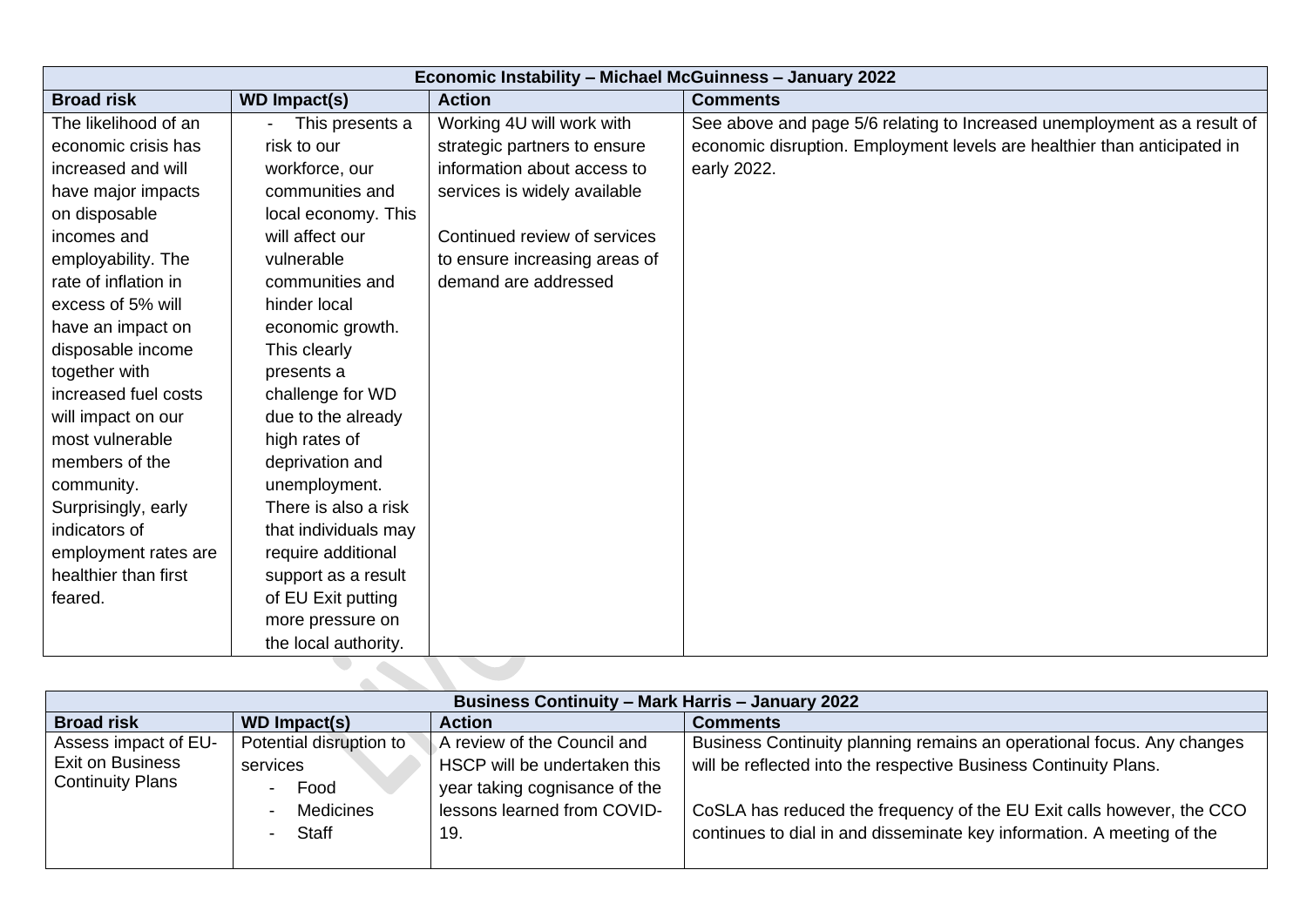| Economic Instability – Michael McGuinness – January 2022 | | | |
|---|---|---|---|
| **Broad risk** | **WD Impact(s)** | **Action** | **Comments** |
| The likelihood of an economic crisis has increased and will have major impacts on disposable incomes and employability. The rate of inflation in excess of 5% will have an impact on disposable income together with increased fuel costs will impact on our most vulnerable members of the community. Surprisingly, early indicators of employment rates are healthier than first feared. | - This presents a risk to our workforce, our communities and local economy. This will affect our vulnerable communities and hinder local economic growth. This clearly presents a challenge for WD due to the already high rates of deprivation and unemployment. There is also a risk that individuals may require additional support as a result of EU Exit putting more pressure on the local authority. | Working 4U will work with strategic partners to ensure information about access to services is widely available<br><br>Continued review of services to ensure increasing areas of demand are addressed | See above and page 5/6 relating to Increased unemployment as a result of economic disruption. Employment levels are healthier than anticipated in early 2022. |

| Business Continuity – Mark Harris – January 2022 | | | |
|---|---|---|---|
| **Broad risk** | **WD Impact(s)** | **Action** | **Comments** |
| Assess impact of EU-Exit on Business Continuity Plans | Potential disruption to services<br>- Food<br>- Medicines<br>- Staff | A review of the Council and HSCP will be undertaken this year taking cognisance of the lessons learned from COVID-19. | Business Continuity planning remains an operational focus. Any changes will be reflected into the respective Business Continuity Plans.<br><br>CoSLA has reduced the frequency of the EU Exit calls however, the CCO continues to dial in and disseminate key information. A meeting of the |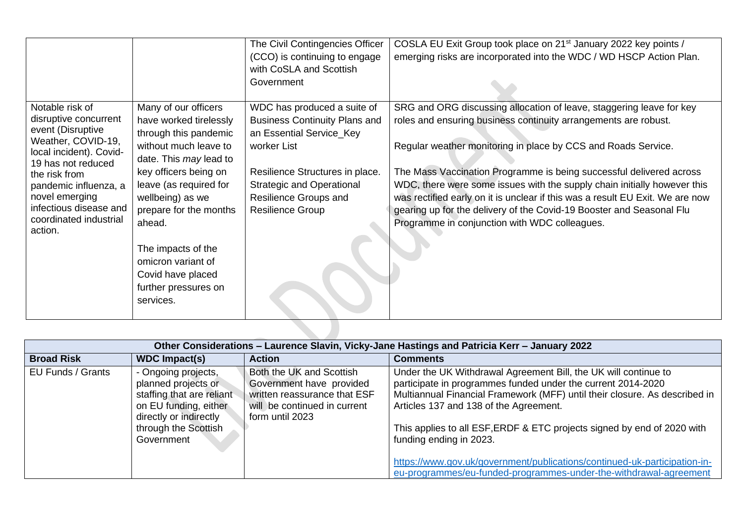| | | | |
|---|---|---|---|
| | | The Civil Contingencies Officer (CCO) is continuing to engage with CoSLA and Scottish Government | COSLA EU Exit Group took place on 21st January 2022 key points / emerging risks are incorporated into the WDC / WD HSCP Action Plan. |
| Notable risk of disruptive concurrent event (Disruptive Weather, COVID-19, local incident). Covid-19 has not reduced the risk from pandemic influenza, a novel emerging infectious disease and coordinated industrial action. | Many of our officers have worked tirelessly through this pandemic without much leave to date. This *may* lead to key officers being on leave (as required for wellbeing) as we prepare for the months ahead.<br><br>The impacts of the omicron variant of Covid have placed further pressures on services. | WDC has produced a suite of Business Continuity Plans and an Essential Service_Key worker List<br><br>Resilience Structures in place. Strategic and Operational Resilience Groups and Resilience Group | SRG and ORG discussing allocation of leave, staggering leave for key roles and ensuring business continuity arrangements are robust.<br><br>Regular weather monitoring in place by CCS and Roads Service.<br><br>The Mass Vaccination Programme is being successful delivered across WDC, there were some issues with the supply chain initially however this was rectified early on it is unclear if this was a result EU Exit. We are now gearing up for the delivery of the Covid-19 Booster and Seasonal Flu Programme in conjunction with WDC colleagues. |

| **Other Considerations – Laurence Slavin, Vicky-Jane Hastings and Patricia Kerr – January 2022** | | | |
|---|---|---|---|
| **Broad Risk** | **WDC Impact(s)** | **Action** | **Comments** |
| EU Funds / Grants | - Ongoing projects, planned projects or staffing that are reliant on EU funding, either directly or indirectly through the Scottish Government | Both the UK and Scottish Government have provided written reassurance that ESF will be continued in current form until 2023 | Under the UK Withdrawal Agreement Bill, the UK will continue to participate in programmes funded under the current 2014-2020 Multiannual Financial Framework (MFF) until their closure. As described in Articles 137 and 138 of the Agreement.<br><br>This applies to all ESF,ERDF & ETC projects signed by end of 2020 with funding ending in 2023.<br><br>https://www.gov.uk/government/publications/continued-uk-participation-in-eu-programmes/eu-funded-programmes-under-the-withdrawal-agreement |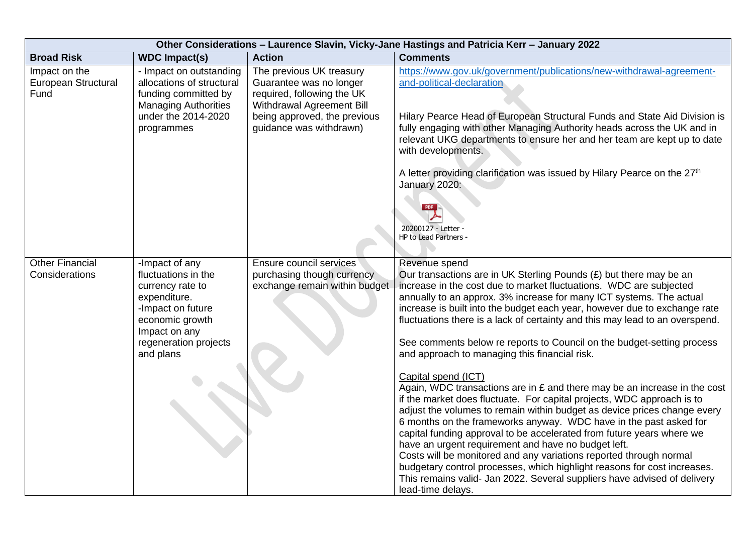| Other Considerations – Laurence Slavin, Vicky-Jane Hastings and Patricia Kerr – January 2022 | | | |
|---|---|---|---|
| **Broad Risk** | **WDC Impact(s)** | **Action** | **Comments** |
| Impact on the European Structural Fund | - Impact on outstanding allocations of structural funding committed by Managing Authorities under the 2014-2020 programmes | The previous UK treasury Guarantee was no longer required, following the UK Withdrawal Agreement Bill being approved, the previous guidance was withdrawn) | https://www.gov.uk/government/publications/new-withdrawal-agreement-and-political-declaration<br><br>Hilary Pearce Head of European Structural Funds and State Aid Division is fully engaging with other Managing Authority heads across the UK and in relevant UKG departments to ensure her and her team are kept up to date with developments.<br><br>A letter providing clarification was issued by Hilary Pearce on the 27th January 2020:<br><br>20200127 - Letter - HP to Lead Partners - |
| Other Financial Considerations | -Impact of any fluctuations in the currency rate to expenditure.<br>-Impact on future economic growth Impact on any regeneration projects and plans | Ensure council services purchasing though currency exchange remain within budget | Revenue spend<br>Our transactions are in UK Sterling Pounds (£) but there may be an increase in the cost due to market fluctuations. WDC are subjected annually to an approx. 3% increase for many ICT systems. The actual increase is built into the budget each year, however due to exchange rate fluctuations there is a lack of certainty and this may lead to an overspend.<br><br>See comments below re reports to Council on the budget-setting process and approach to managing this financial risk.<br><br>Capital spend (ICT)<br>Again, WDC transactions are in £ and there may be an increase in the cost if the market does fluctuate. For capital projects, WDC approach is to adjust the volumes to remain within budget as device prices change every 6 months on the frameworks anyway. WDC have in the past asked for capital funding approval to be accelerated from future years where we have an urgent requirement and have no budget left.<br>Costs will be monitored and any variations reported through normal budgetary control processes, which highlight reasons for cost increases.<br>This remains valid- Jan 2022. Several suppliers have advised of delivery lead-time delays. |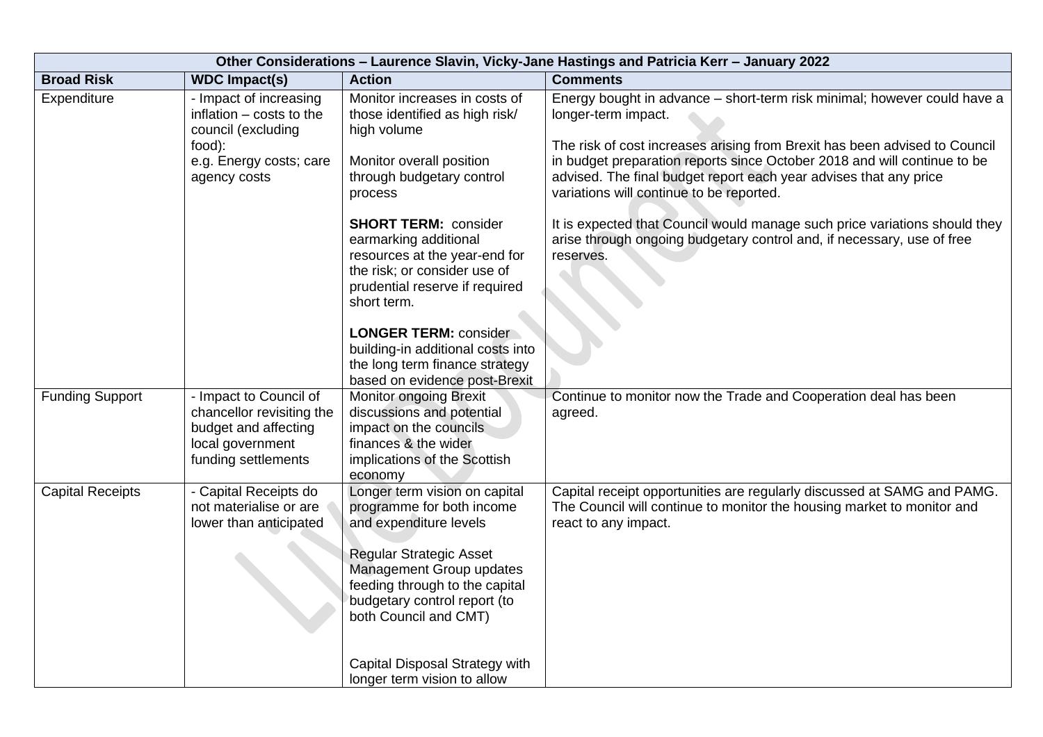| Other Considerations – Laurence Slavin, Vicky-Jane Hastings and Patricia Kerr – January 2022 | | | |
|---|---|---|---|
| **Broad Risk** | **WDC Impact(s)** | **Action** | **Comments** |
| Expenditure | - Impact of increasing inflation – costs to the council (excluding food):<br>e.g. Energy costs; care agency costs | Monitor increases in costs of those identified as high risk/ high volume<br><br>Monitor overall position through budgetary control process<br><br>**SHORT TERM:** consider earmarking additional resources at the year-end for the risk; or consider use of prudential reserve if required short term.<br><br>**LONGER TERM:** consider building-in additional costs into the long term finance strategy based on evidence post-Brexit | Energy bought in advance – short-term risk minimal; however could have a longer-term impact.<br><br>The risk of cost increases arising from Brexit has been advised to Council in budget preparation reports since October 2018 and will continue to be advised. The final budget report each year advises that any price variations will continue to be reported.<br><br>It is expected that Council would manage such price variations should they arise through ongoing budgetary control and, if necessary, use of free reserves. |
| Funding Support | - Impact to Council of chancellor revisiting the budget and affecting local government funding settlements | Monitor ongoing Brexit discussions and potential impact on the councils finances & the wider implications of the Scottish economy | Continue to monitor now the Trade and Cooperation deal has been agreed. |
| Capital Receipts | - Capital Receipts do not materialise or are lower than anticipated | Longer term vision on capital programme for both income and expenditure levels<br><br>Regular Strategic Asset Management Group updates feeding through to the capital budgetary control report (to both Council and CMT)<br><br>Capital Disposal Strategy with longer term vision to allow | Capital receipt opportunities are regularly discussed at SAMG and PAMG. The Council will continue to monitor the housing market to monitor and react to any impact. |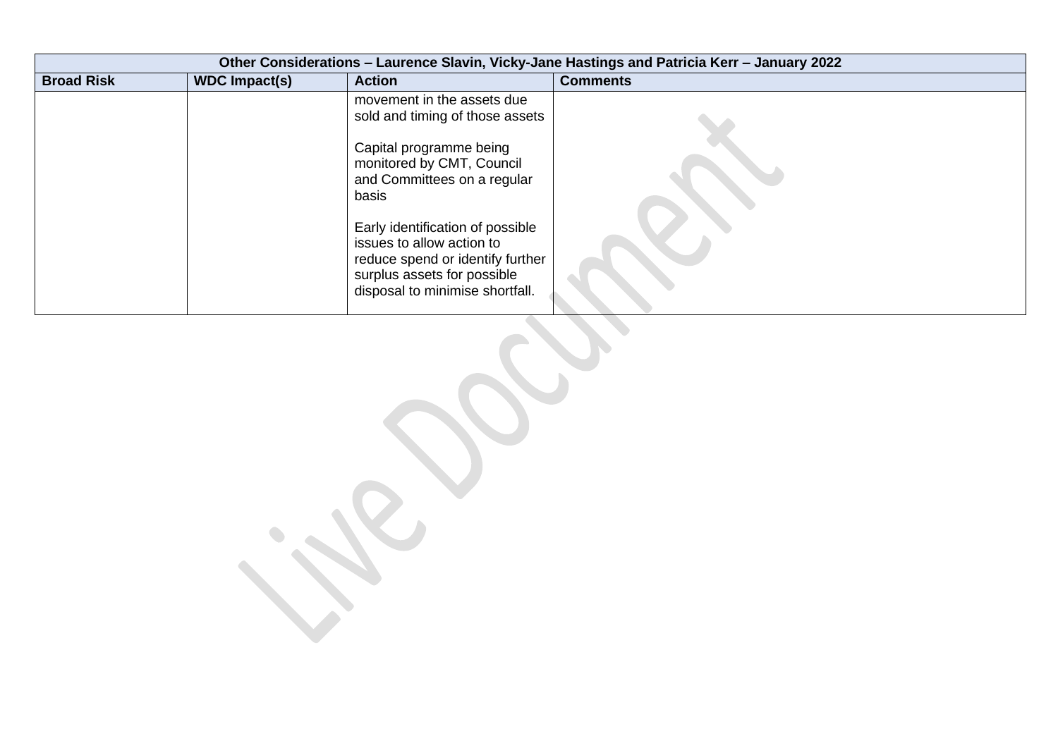| Other Considerations – Laurence Slavin, Vicky-Jane Hastings and Patricia Kerr – January 2022 | | | |
|---|---|---|---|
| **Broad Risk** | **WDC Impact(s)** | **Action** | **Comments** |
| | | movement in the assets due sold and timing of those assets<br><br>Capital programme being monitored by CMT, Council and Committees on a regular basis<br><br>Early identification of possible issues to allow action to reduce spend or identify further surplus assets for possible disposal to minimise shortfall. | |